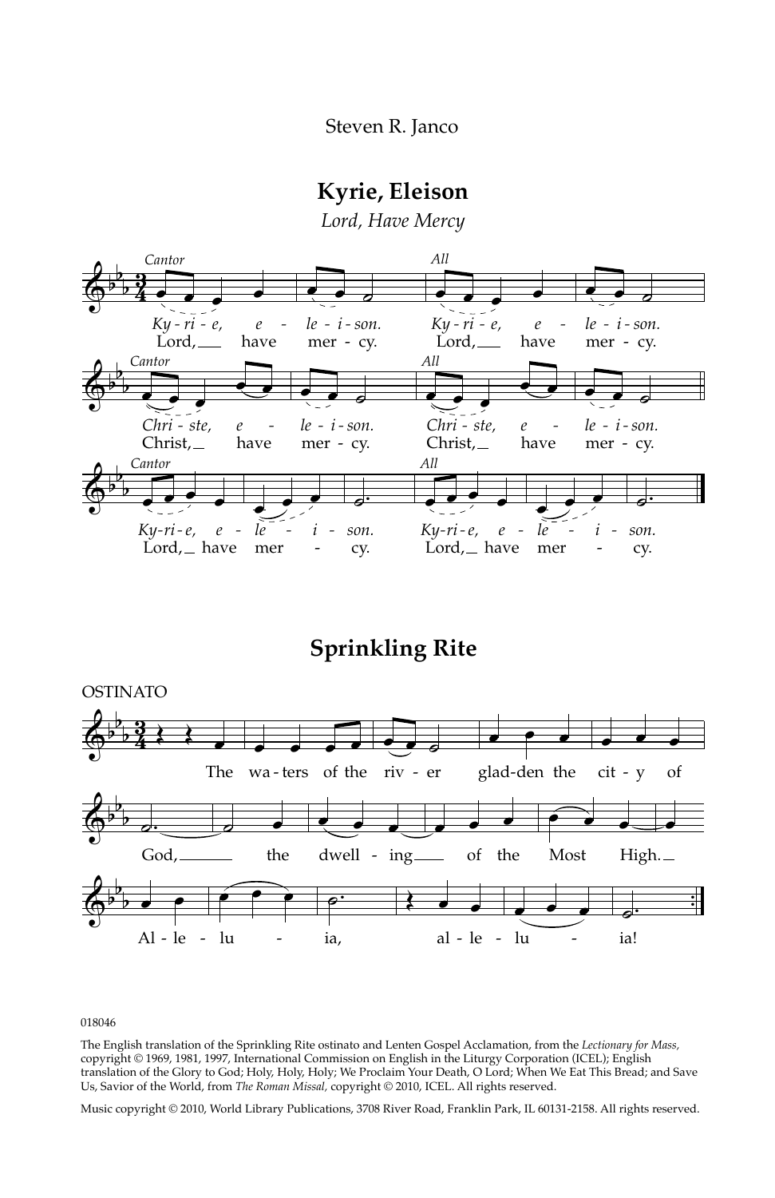Steven R. Janco

## Kyrie, Eleison

*Lord, Have Mercy*

*Cantor*

*Ky-ri-e, e - le-i-son.*
Lord, have mer-cy.

*All*

*Ky-ri-e, e - le-i-son.*
Lord, have mer-cy.

*Cantor*

*Chri-ste, e - le-i-son.*
Christ, have mer-cy.

*All*

*Chri-ste, e - le-i-son.*
Christ, have mer-cy.

*Cantor*

*Ky-ri-e, e - le - i - son.*
Lord, have mer - cy.

*All*

*Ky-ri-e, e - le - i - son.*
Lord, have mer - cy.

## Sprinkling Rite

OSTINATO

The wa-ters of the riv-er glad-den the cit-y of God, the dwell-ing of the Most High. Al-le-lu - ia, al-le-lu - ia!

018046

The English translation of the Sprinkling Rite ostinato and Lenten Gospel Acclamation, from the *Lectionary for Mass,* copyright © 1969, 1981, 1997, International Commission on English in the Liturgy Corporation (ICEL); English translation of the Glory to God; Holy, Holy, Holy; We Proclaim Your Death, O Lord; When We Eat This Bread; and Save Us, Savior of the World, from *The Roman Missal*, copyright © 2010, ICEL. All rights reserved.

Music copyright © 2010, World Library Publications, 3708 River Road, Franklin Park, IL 60131-2158. All rights reserved.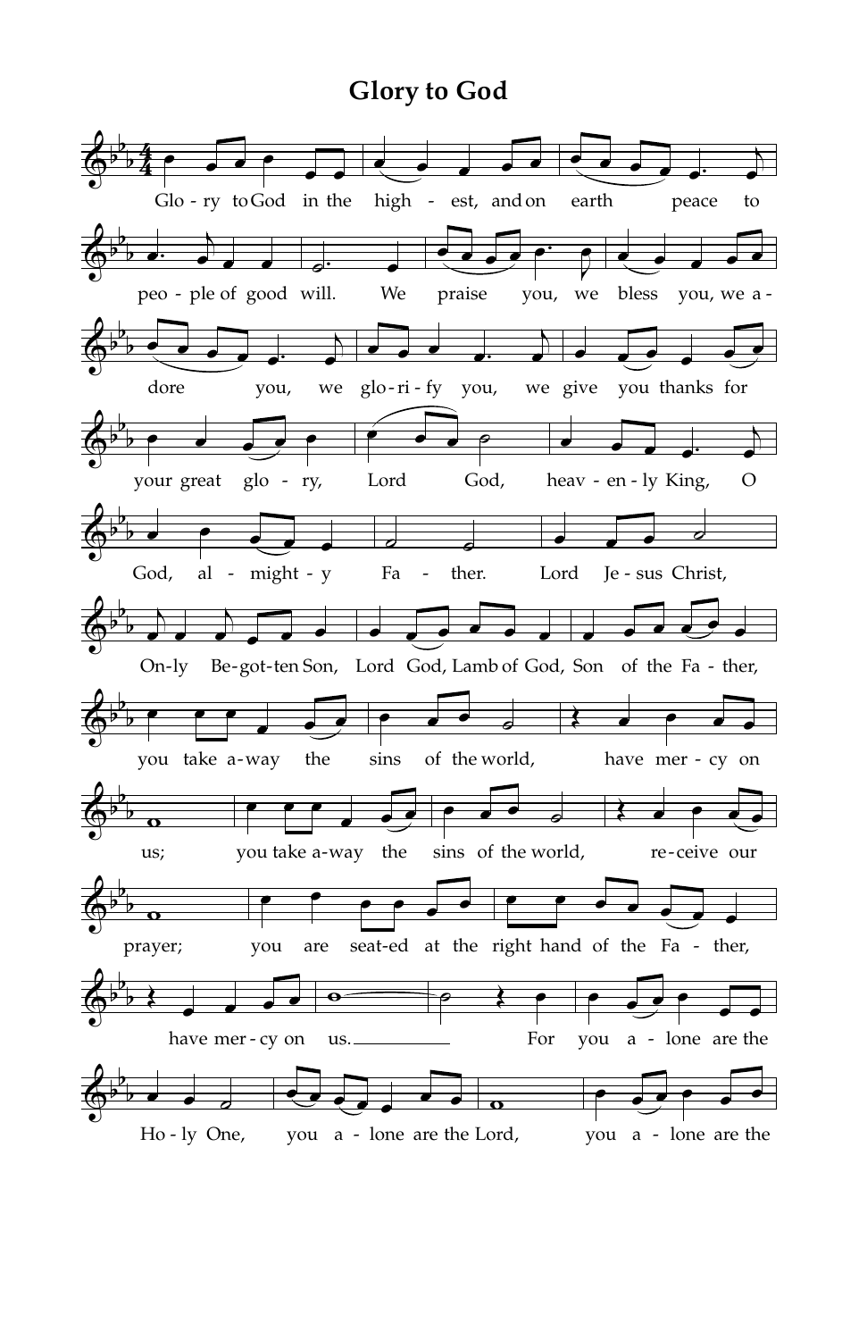# Glory to God

Glo - ry to God in the high - est, and on earth peace to

peo - ple of good will. We praise you, we bless you, we a -

dore you, we glo - ri - fy you, we give you thanks for

your great glo - ry, Lord God, heav - en - ly King, O

God, al - might - y Fa - ther. Lord Je - sus Christ,

On - ly Be - got - ten Son, Lord God, Lamb of God, Son of the Fa - ther,

you take a - way the sins of the world, have mer - cy on

us; you take a - way the sins of the world, re - ceive our

prayer; you are seat - ed at the right hand of the Fa - ther,

have mer - cy on us. For you a - lone are the

Ho - ly One, you a - lone are the Lord, you a - lone are the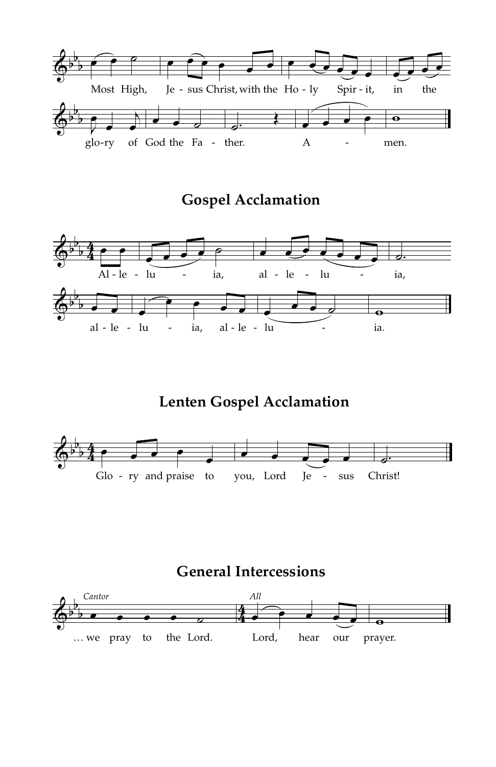Most High, Jesus Christ, with the Holy Spirit, in the glory of God the Father. Amen.

## Gospel Acclamation

Alleluia, alleluia, alleluia, alleluia.

## Lenten Gospel Acclamation

Glory and praise to you, Lord Jesus Christ!

## General Intercessions

*Cantor* … we pray to the Lord. *All* Lord, hear our prayer.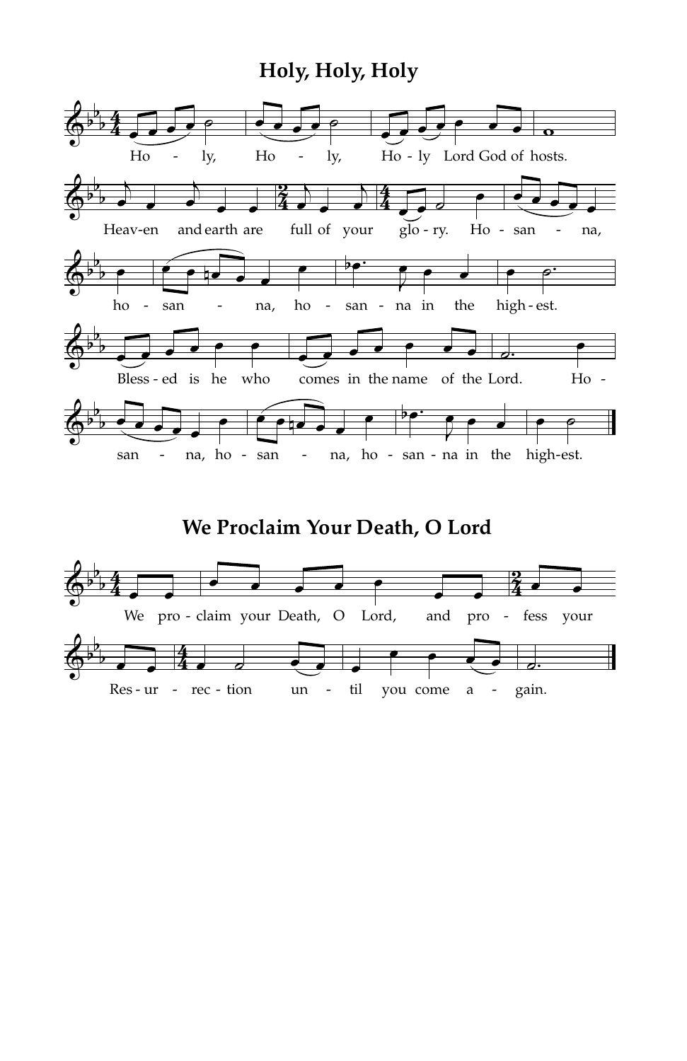## Holy, Holy, Holy

Ho - ly, Ho - ly, Ho - ly Lord God of hosts.

Heav-en and earth are full of your glo - ry. Ho - san - na,

ho - san - na, ho - san - na in the high - est.

Bless - ed is he who comes in the name of the Lord. Ho -

san - na, ho - san - na, ho - san - na in the high-est.

## We Proclaim Your Death, O Lord

We pro - claim your Death, O Lord, and pro - fess your

Res - ur - rec - tion un - til you come a - gain.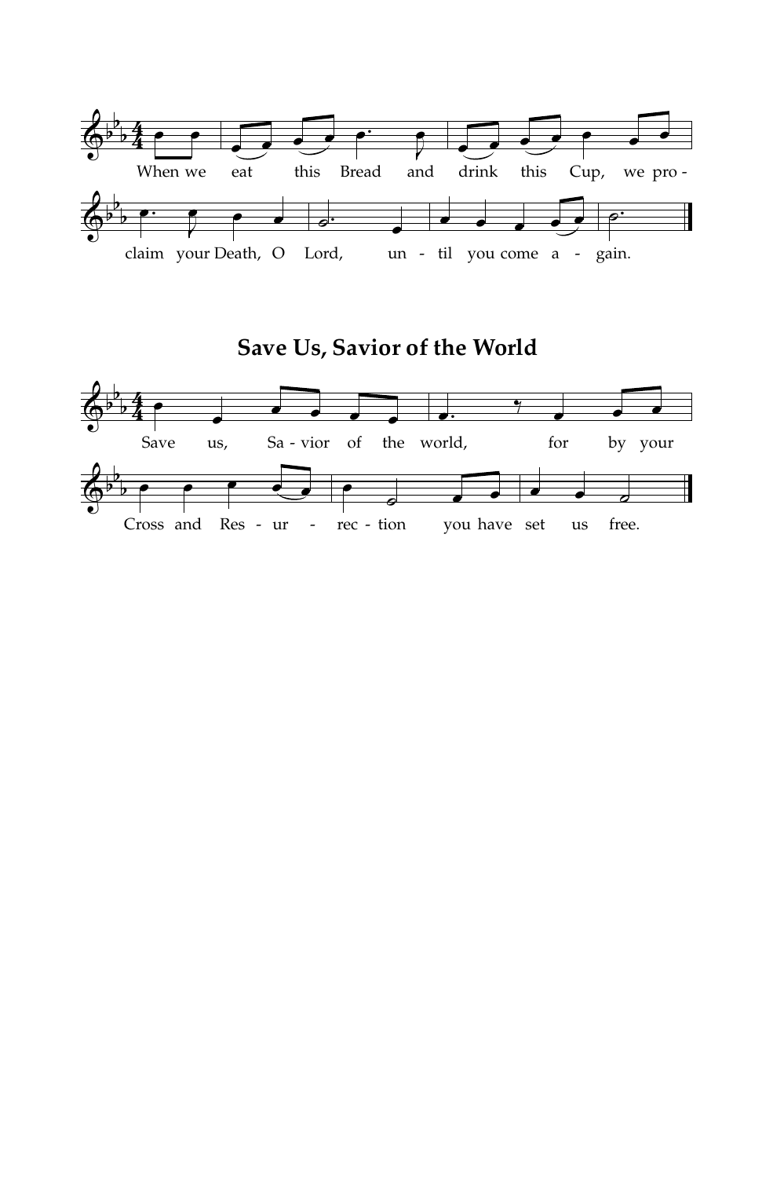When we eat this Bread and drink this Cup, we proclaim your Death, O Lord, until you come again.

## Save Us, Savior of the World

Save us, Savior of the world, for by your Cross and Resurrection you have set us free.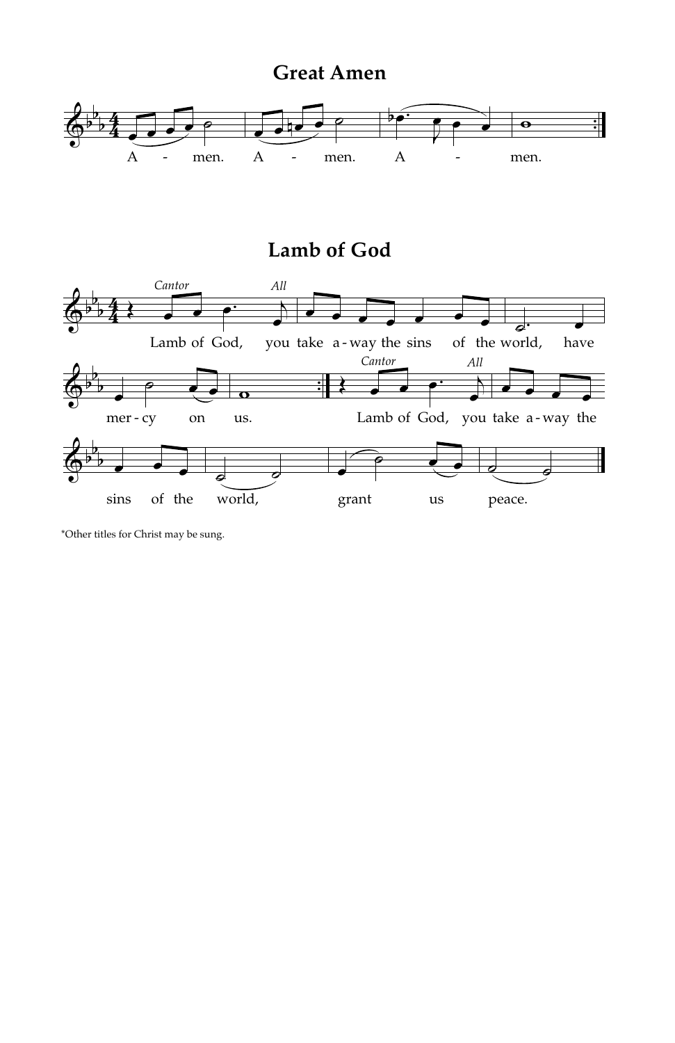## Great Amen

A - men. A - men. A - men.

## Lamb of God

*Cantor* Lamb of God, *All* you take a-way the sins of the world, have mer-cy on us.

*Cantor* Lamb of God, *All* you take a-way the sins of the world, grant us peace.

*Other titles for Christ may be sung.